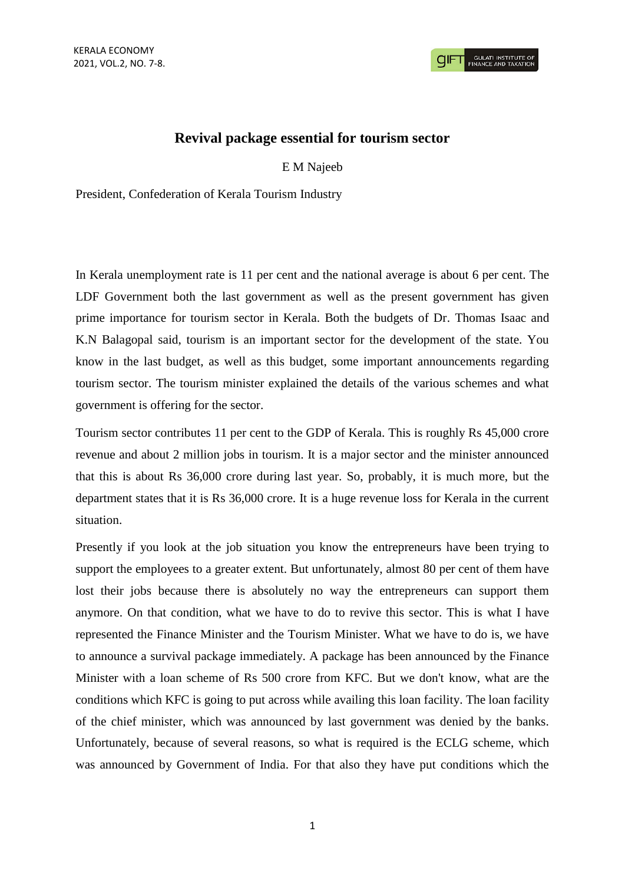# Revival package essential for tourism sector

E M Najeeb

President, Confederation of Kerala Tourism Industry

In Kerala unemployment rate is 11 per cent and the national average is about 6 per cent. The LDF Government both the last government as well as the present government has given prime importance for tourism sector in Kerala. Both the budgets of Dr. Thomas Isaac and K.N Balagopal said, tourism is an important sector for the development of the state. You know in the last budget, as well as this budget, some important announcements regarding tourism sector. The tourism minister explained the details of the various schemes and what government is offering for the sector.

Tourism sector contributes 11 per cent to the GDP of Kerala. This is roughly Rs 45,000 crore revenue and about 2 million jobs in tourism. It is a major sector and the minister announced that this is about Rs 36,000 crore during last year. So, probably, it is much more, but the department states that it is Rs 36,000 crore. It is a huge revenue loss for Kerala in the current situation.

Presently if you look at the job situation you know the entrepreneurs have been trying to support the employees to a greater extent. But unfortunately, almost 80 per cent of them have lost their jobs because there is absolutely no way the entrepreneurs can support them anymore. On that condition, what we have to do to revive this sector. This is what I have represented the Finance Minister and the Tourism Minister. What we have to do is, we have to announce a survival package immediately. A package has been announced by the Finance Minister with a loan scheme of Rs 500 crore from KFC. But we don't know, what are the conditions which KFC is going to put across while availing this loan facility. The loan facility of the chief minister, which was announced by last government was denied by the banks. Unfortunately, because of several reasons, so what is required is the ECLG scheme, which was announced by Government of India. For that also they have put conditions which the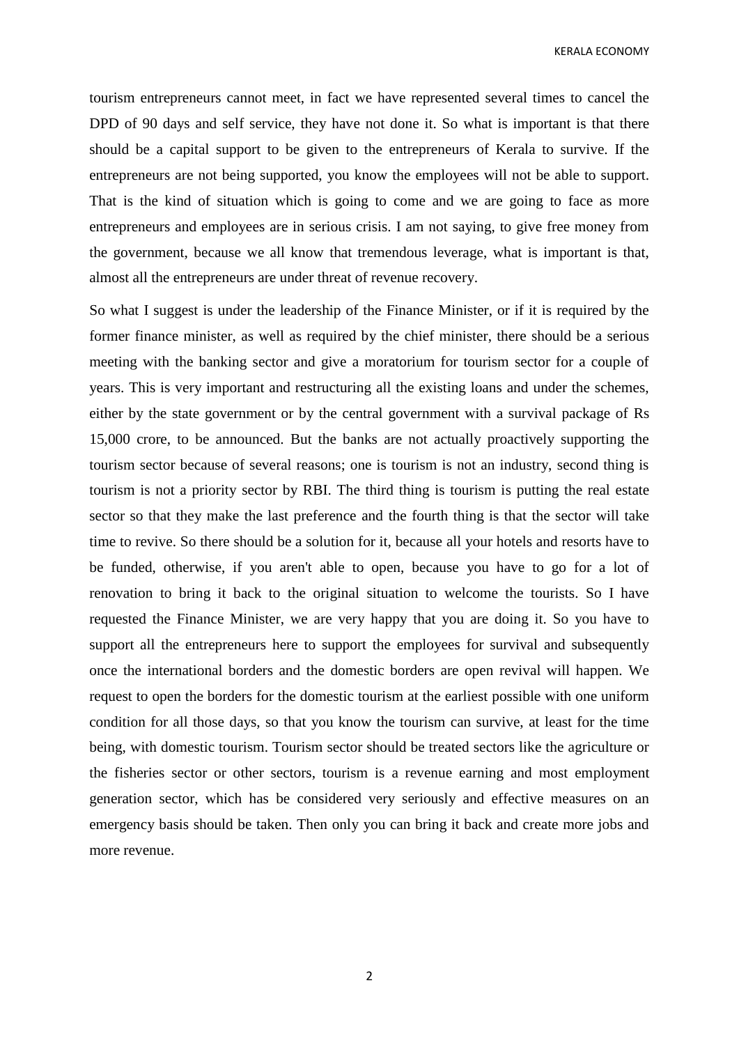tourism entrepreneurs cannot meet, in fact we have represented several times to cancel the DPD of 90 days and self service, they have not done it. So what is important is that there should be a capital support to be given to the entrepreneurs of Kerala to survive. If the entrepreneurs are not being supported, you know the employees will not be able to support. That is the kind of situation which is going to come and we are going to face as more entrepreneurs and employees are in serious crisis. I am not saying, to give free money from the government, because we all know that tremendous leverage, what is important is that, almost all the entrepreneurs are under threat of revenue recovery.

So what I suggest is under the leadership of the Finance Minister, or if it is required by the former finance minister, as well as required by the chief minister, there should be a serious meeting with the banking sector and give a moratorium for tourism sector for a couple of years. This is very important and restructuring all the existing loans and under the schemes, either by the state government or by the central government with a survival package of Rs 15,000 crore, to be announced. But the banks are not actually proactively supporting the tourism sector because of several reasons; one is tourism is not an industry, second thing is tourism is not a priority sector by RBI. The third thing is tourism is putting the real estate sector so that they make the last preference and the fourth thing is that the sector will take time to revive. So there should be a solution for it, because all your hotels and resorts have to be funded, otherwise, if you aren't able to open, because you have to go for a lot of renovation to bring it back to the original situation to welcome the tourists. So I have requested the Finance Minister, we are very happy that you are doing it. So you have to support all the entrepreneurs here to support the employees for survival and subsequently once the international borders and the domestic borders are open revival will happen. We request to open the borders for the domestic tourism at the earliest possible with one uniform condition for all those days, so that you know the tourism can survive, at least for the time being, with domestic tourism. Tourism sector should be treated sectors like the agriculture or the fisheries sector or other sectors, tourism is a revenue earning and most employment generation sector, which has be considered very seriously and effective measures on an emergency basis should be taken. Then only you can bring it back and create more jobs and more revenue.